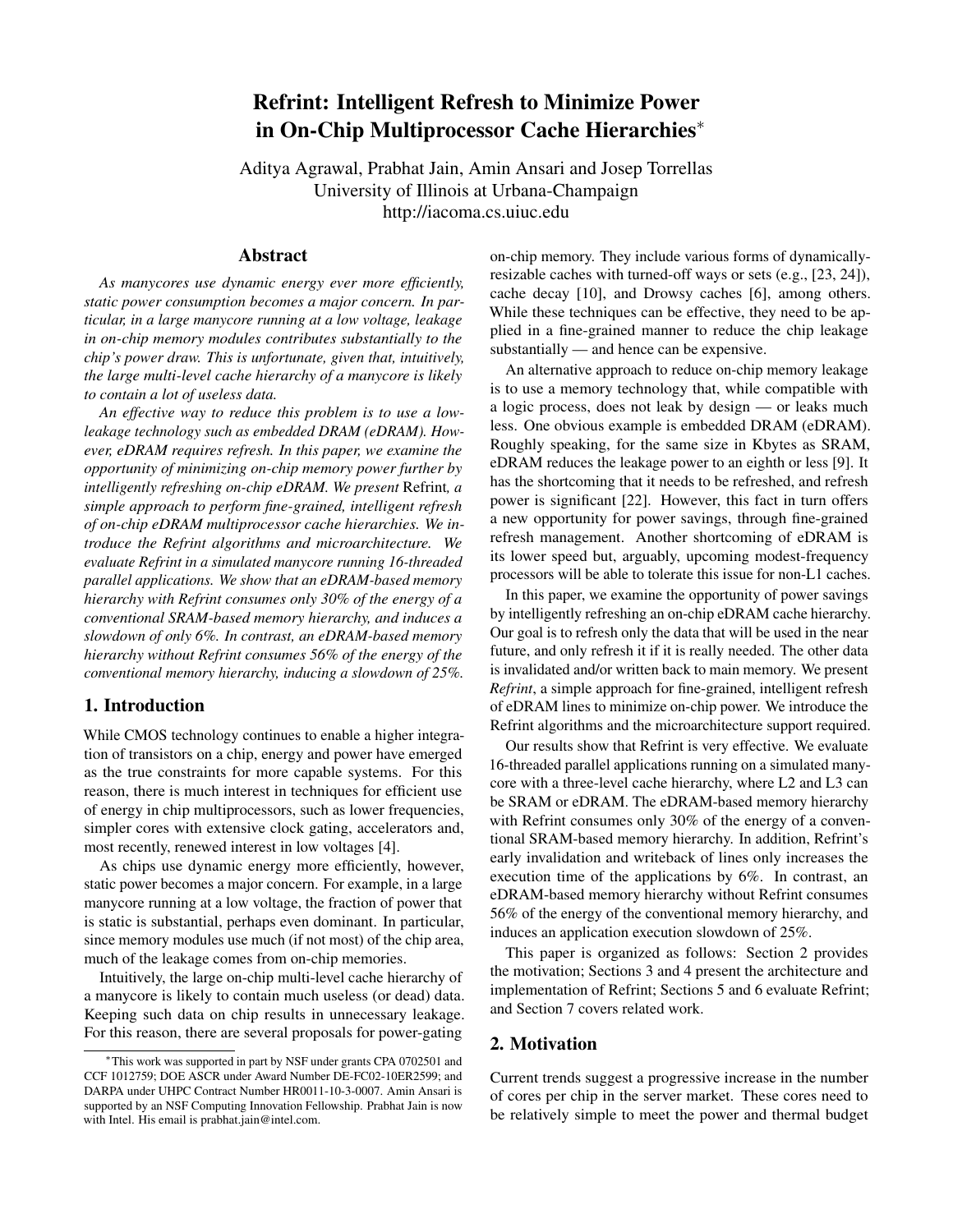# Refrint: Intelligent Refresh to Minimize Power in On-Chip Multiprocessor Cache Hierarchies*

Aditya Agrawal, Prabhat Jain, Amin Ansari and Josep Torrellas
University of Illinois at Urbana-Champaign
http://iacoma.cs.uiuc.edu

## Abstract

*As manycores use dynamic energy ever more efficiently, static power consumption becomes a major concern. In particular, in a large manycore running at a low voltage, leakage in on-chip memory modules contributes substantially to the chip's power draw. This is unfortunate, given that, intuitively, the large multi-level cache hierarchy of a manycore is likely to contain a lot of useless data.*

*An effective way to reduce this problem is to use a low-leakage technology such as embedded DRAM (eDRAM). However, eDRAM requires refresh. In this paper, we examine the opportunity of minimizing on-chip memory power further by intelligently refreshing on-chip eDRAM. We present* Refrint*, a simple approach to perform fine-grained, intelligent refresh of on-chip eDRAM multiprocessor cache hierarchies. We introduce the Refrint algorithms and microarchitecture. We evaluate Refrint in a simulated manycore running 16-threaded parallel applications. We show that an eDRAM-based memory hierarchy with Refrint consumes only 30% of the energy of a conventional SRAM-based memory hierarchy, and induces a slowdown of only 6%. In contrast, an eDRAM-based memory hierarchy without Refrint consumes 56% of the energy of the conventional memory hierarchy, inducing a slowdown of 25%.*

## 1. Introduction

While CMOS technology continues to enable a higher integration of transistors on a chip, energy and power have emerged as the true constraints for more capable systems. For this reason, there is much interest in techniques for efficient use of energy in chip multiprocessors, such as lower frequencies, simpler cores with extensive clock gating, accelerators and, most recently, renewed interest in low voltages [4].

As chips use dynamic energy more efficiently, however, static power becomes a major concern. For example, in a large manycore running at a low voltage, the fraction of power that is static is substantial, perhaps even dominant. In particular, since memory modules use much (if not most) of the chip area, much of the leakage comes from on-chip memories.

Intuitively, the large on-chip multi-level cache hierarchy of a manycore is likely to contain much useless (or dead) data. Keeping such data on chip results in unnecessary leakage. For this reason, there are several proposals for power-gating on-chip memory. They include various forms of dynamically-resizable caches with turned-off ways or sets (e.g., [23, 24]), cache decay [10], and Drowsy caches [6], among others. While these techniques can be effective, they need to be applied in a fine-grained manner to reduce the chip leakage substantially — and hence can be expensive.

An alternative approach to reduce on-chip memory leakage is to use a memory technology that, while compatible with a logic process, does not leak by design — or leaks much less. One obvious example is embedded DRAM (eDRAM). Roughly speaking, for the same size in Kbytes as SRAM, eDRAM reduces the leakage power to an eighth or less [9]. It has the shortcoming that it needs to be refreshed, and refresh power is significant [22]. However, this fact in turn offers a new opportunity for power savings, through fine-grained refresh management. Another shortcoming of eDRAM is its lower speed but, arguably, upcoming modest-frequency processors will be able to tolerate this issue for non-L1 caches.

In this paper, we examine the opportunity of power savings by intelligently refreshing an on-chip eDRAM cache hierarchy. Our goal is to refresh only the data that will be used in the near future, and only refresh it if it is really needed. The other data is invalidated and/or written back to main memory. We present *Refrint*, a simple approach for fine-grained, intelligent refresh of eDRAM lines to minimize on-chip power. We introduce the Refrint algorithms and the microarchitecture support required.

Our results show that Refrint is very effective. We evaluate 16-threaded parallel applications running on a simulated manycore with a three-level cache hierarchy, where L2 and L3 can be SRAM or eDRAM. The eDRAM-based memory hierarchy with Refrint consumes only 30% of the energy of a conventional SRAM-based memory hierarchy. In addition, Refrint's early invalidation and writeback of lines only increases the execution time of the applications by 6%. In contrast, an eDRAM-based memory hierarchy without Refrint consumes 56% of the energy of the conventional memory hierarchy, and induces an application execution slowdown of 25%.

This paper is organized as follows: Section 2 provides the motivation; Sections 3 and 4 present the architecture and implementation of Refrint; Sections 5 and 6 evaluate Refrint; and Section 7 covers related work.

## 2. Motivation

Current trends suggest a progressive increase in the number of cores per chip in the server market. These cores need to be relatively simple to meet the power and thermal budget

---

*This work was supported in part by NSF under grants CPA 0702501 and CCF 1012759; DOE ASCR under Award Number DE-FC02-10ER2599; and DARPA under UHPC Contract Number HR0011-10-3-0007. Amin Ansari is supported by an NSF Computing Innovation Fellowship. Prabhat Jain is now with Intel. His email is prabhat.jain@intel.com.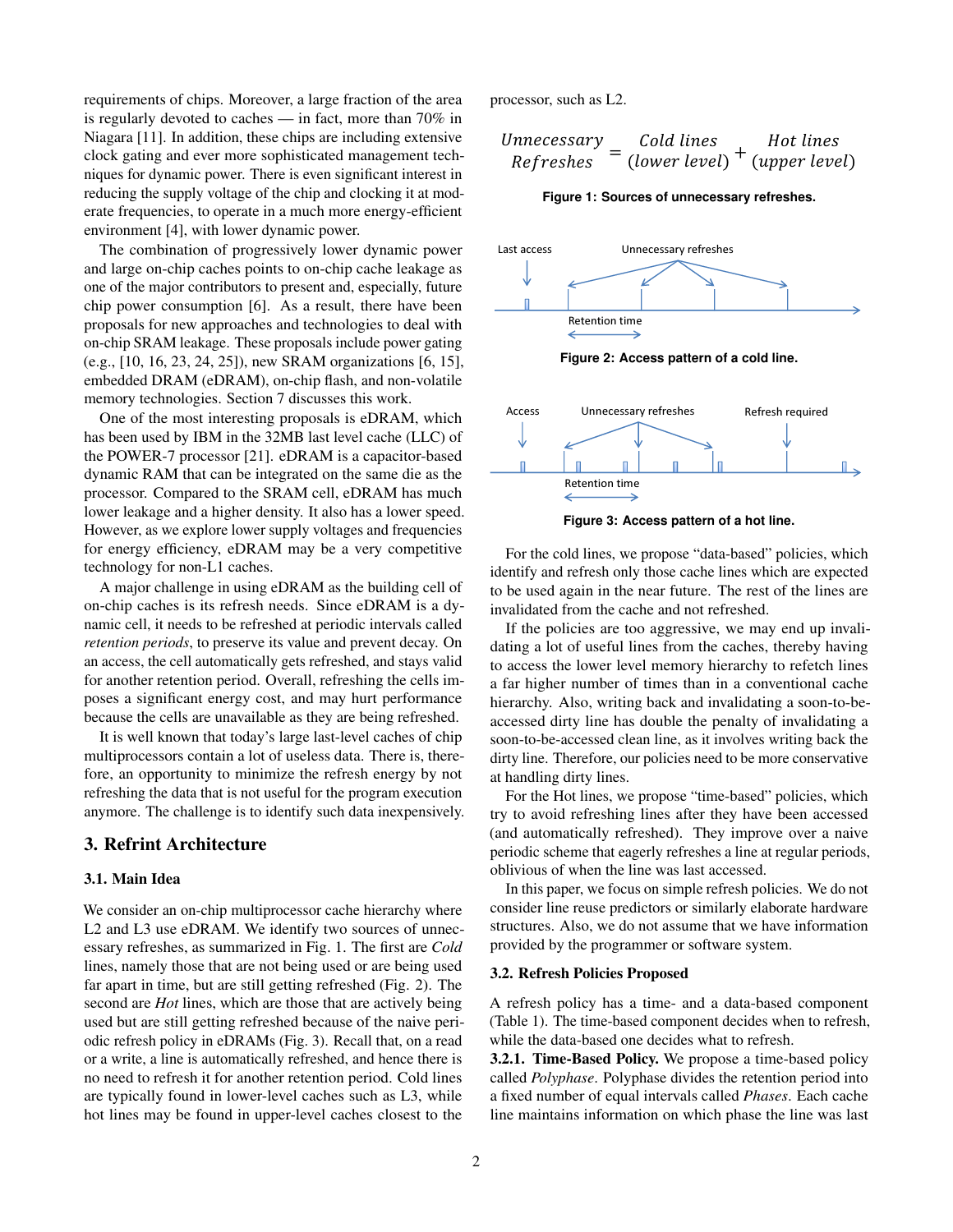requirements of chips. Moreover, a large fraction of the area is regularly devoted to caches — in fact, more than 70% in Niagara [11]. In addition, these chips are including extensive clock gating and ever more sophisticated management techniques for dynamic power. There is even significant interest in reducing the supply voltage of the chip and clocking it at moderate frequencies, to operate in a much more energy-efficient environment [4], with lower dynamic power.

The combination of progressively lower dynamic power and large on-chip caches points to on-chip cache leakage as one of the major contributors to present and, especially, future chip power consumption [6]. As a result, there have been proposals for new approaches and technologies to deal with on-chip SRAM leakage. These proposals include power gating (e.g., [10, 16, 23, 24, 25]), new SRAM organizations [6, 15], embedded DRAM (eDRAM), on-chip flash, and non-volatile memory technologies. Section 7 discusses this work.

One of the most interesting proposals is eDRAM, which has been used by IBM in the 32MB last level cache (LLC) of the POWER-7 processor [21]. eDRAM is a capacitor-based dynamic RAM that can be integrated on the same die as the processor. Compared to the SRAM cell, eDRAM has much lower leakage and a higher density. It also has a lower speed. However, as we explore lower supply voltages and frequencies for energy efficiency, eDRAM may be a very competitive technology for non-L1 caches.

A major challenge in using eDRAM as the building cell of on-chip caches is its refresh needs. Since eDRAM is a dynamic cell, it needs to be refreshed at periodic intervals called *retention periods*, to preserve its value and prevent decay. On an access, the cell automatically gets refreshed, and stays valid for another retention period. Overall, refreshing the cells imposes a significant energy cost, and may hurt performance because the cells are unavailable as they are being refreshed.

It is well known that today's large last-level caches of chip multiprocessors contain a lot of useless data. There is, therefore, an opportunity to minimize the refresh energy by not refreshing the data that is not useful for the program execution anymore. The challenge is to identify such data inexpensively.

## 3. Refrint Architecture

### 3.1. Main Idea

We consider an on-chip multiprocessor cache hierarchy where L2 and L3 use eDRAM. We identify two sources of unnecessary refreshes, as summarized in Fig. 1. The first are *Cold* lines, namely those that are not being used or are being used far apart in time, but are still getting refreshed (Fig. 2). The second are *Hot* lines, which are those that are actively being used but are still getting refreshed because of the naive periodic refresh policy in eDRAMs (Fig. 3). Recall that, on a read or a write, a line is automatically refreshed, and hence there is no need to refresh it for another retention period. Cold lines are typically found in lower-level caches such as L3, while hot lines may be found in upper-level caches closest to the processor, such as L2.

$$\begin{matrix}\textit{Unnecessary} \\ \textit{Refreshes}\end{matrix} = \begin{matrix}\textit{Cold lines} \\ \textit{(lower level)}\end{matrix} + \begin{matrix}\textit{Hot lines} \\ \textit{(upper level)}\end{matrix}$$

**Figure 1: Sources of unnecessary refreshes.**

Last access
Unnecessary refreshes
Retention time

**Figure 2: Access pattern of a cold line.**

Access
Unnecessary refreshes
Refresh required
Retention time

**Figure 3: Access pattern of a hot line.**

For the cold lines, we propose "data-based" policies, which identify and refresh only those cache lines which are expected to be used again in the near future. The rest of the lines are invalidated from the cache and not refreshed.

If the policies are too aggressive, we may end up invalidating a lot of useful lines from the caches, thereby having to access the lower level memory hierarchy to refetch lines a far higher number of times than in a conventional cache hierarchy. Also, writing back and invalidating a soon-to-be-accessed dirty line has double the penalty of invalidating a soon-to-be-accessed clean line, as it involves writing back the dirty line. Therefore, our policies need to be more conservative at handling dirty lines.

For the Hot lines, we propose "time-based" policies, which try to avoid refreshing lines after they have been accessed (and automatically refreshed). They improve over a naive periodic scheme that eagerly refreshes a line at regular periods, oblivious of when the line was last accessed.

In this paper, we focus on simple refresh policies. We do not consider line reuse predictors or similarly elaborate hardware structures. Also, we do not assume that we have information provided by the programmer or software system.

### 3.2. Refresh Policies Proposed

A refresh policy has a time- and a data-based component (Table 1). The time-based component decides when to refresh, while the data-based one decides what to refresh.

**3.2.1. Time-Based Policy.** We propose a time-based policy called *Polyphase*. Polyphase divides the retention period into a fixed number of equal intervals called *Phases*. Each cache line maintains information on which phase the line was last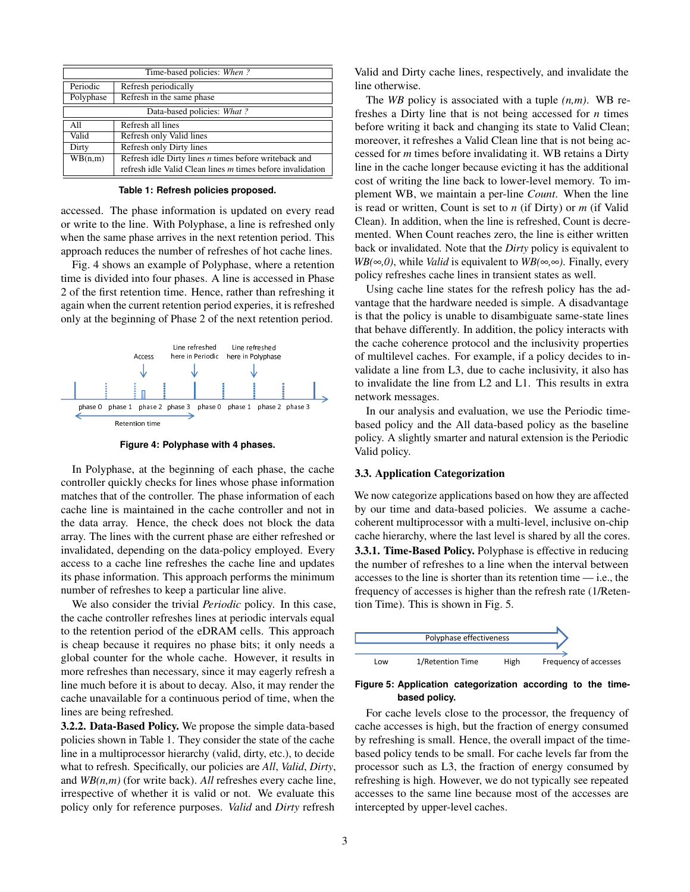| | |
|---|---|
| Time-based policies: *When ?* | |
| Periodic | Refresh periodically |
| Polyphase | Refresh in the same phase |
| Data-based policies: *What ?* | |
| All | Refresh all lines |
| Valid | Refresh only Valid lines |
| Dirty | Refresh only Dirty lines |
| WB(n,m) | Refresh idle Dirty lines *n* times before writeback and refresh idle Valid Clean lines *m* times before invalidation |

**Table 1: Refresh policies proposed.**

accessed. The phase information is updated on every read or write to the line. With Polyphase, a line is refreshed only when the same phase arrives in the next retention period. This approach reduces the number of refreshes of hot cache lines.

Fig. 4 shows an example of Polyphase, where a retention time is divided into four phases. A line is accessed in Phase 2 of the first retention time. Hence, rather than refreshing it again when the current retention period experies, it is refreshed only at the beginning of Phase 2 of the next retention period.

Access

Line refreshed here in Periodic

Line refreshed here in Polyphase

phase 0 phase 1 phase 2 phase 3 phase 0 phase 1 phase 2 phase 3

Retention time

**Figure 4: Polyphase with 4 phases.**

In Polyphase, at the beginning of each phase, the cache controller quickly checks for lines whose phase information matches that of the controller. The phase information of each cache line is maintained in the cache controller and not in the data array. Hence, the check does not block the data array. The lines with the current phase are either refreshed or invalidated, depending on the data-policy employed. Every access to a cache line refreshes the cache line and updates its phase information. This approach performs the minimum number of refreshes to keep a particular line alive.

We also consider the trivial *Periodic* policy. In this case, the cache controller refreshes lines at periodic intervals equal to the retention period of the eDRAM cells. This approach is cheap because it requires no phase bits; it only needs a global counter for the whole cache. However, it results in more refreshes than necessary, since it may eagerly refresh a line much before it is about to decay. Also, it may render the cache unavailable for a continuous period of time, when the lines are being refreshed.

**3.2.2. Data-Based Policy.** We propose the simple data-based policies shown in Table 1. They consider the state of the cache line in a multiprocessor hierarchy (valid, dirty, etc.), to decide what to refresh. Specifically, our policies are *All*, *Valid*, *Dirty*, and *WB(n,m)* (for write back). *All* refreshes every cache line, irrespective of whether it is valid or not. We evaluate this policy only for reference purposes. *Valid* and *Dirty* refresh Valid and Dirty cache lines, respectively, and invalidate the line otherwise.

The *WB* policy is associated with a tuple *(n,m)*. WB refreshes a Dirty line that is not being accessed for *n* times before writing it back and changing its state to Valid Clean; moreover, it refreshes a Valid Clean line that is not being accessed for *m* times before invalidating it. WB retains a Dirty line in the cache longer because evicting it has the additional cost of writing the line back to lower-level memory. To implement WB, we maintain a per-line *Count*. When the line is read or written, Count is set to *n* (if Dirty) or *m* (if Valid Clean). In addition, when the line is refreshed, Count is decremented. When Count reaches zero, the line is either written back or invalidated. Note that the *Dirty* policy is equivalent to *WB(∞,0)*, while *Valid* is equivalent to *WB(∞,∞)*. Finally, every policy refreshes cache lines in transient states as well.

Using cache line states for the refresh policy has the advantage that the hardware needed is simple. A disadvantage is that the policy is unable to disambiguate same-state lines that behave differently. In addition, the policy interacts with the cache coherence protocol and the inclusivity properties of multilevel caches. For example, if a policy decides to invalidate a line from L3, due to cache inclusivity, it also has to invalidate the line from L2 and L1. This results in extra network messages.

In our analysis and evaluation, we use the Periodic time-based policy and the All data-based policy as the baseline policy. A slightly smarter and natural extension is the Periodic Valid policy.

### 3.3. Application Categorization

We now categorize applications based on how they are affected by our time and data-based policies. We assume a cache-coherent multiprocessor with a multi-level, inclusive on-chip cache hierarchy, where the last level is shared by all the cores.

**3.3.1. Time-Based Policy.** Polyphase is effective in reducing the number of refreshes to a line when the interval between accesses to the line is shorter than its retention time — i.e., the frequency of accesses is higher than the refresh rate (1/Retention Time). This is shown in Fig. 5.

Polyphase effectiveness

Low 1/Retention Time High Frequency of accesses

**Figure 5: Application categorization according to the time-based policy.**

For cache levels close to the processor, the frequency of cache accesses is high, but the fraction of energy consumed by refreshing is small. Hence, the overall impact of the time-based policy tends to be small. For cache levels far from the processor such as L3, the fraction of energy consumed by refreshing is high. However, we do not typically see repeated accesses to the same line because most of the accesses are intercepted by upper-level caches.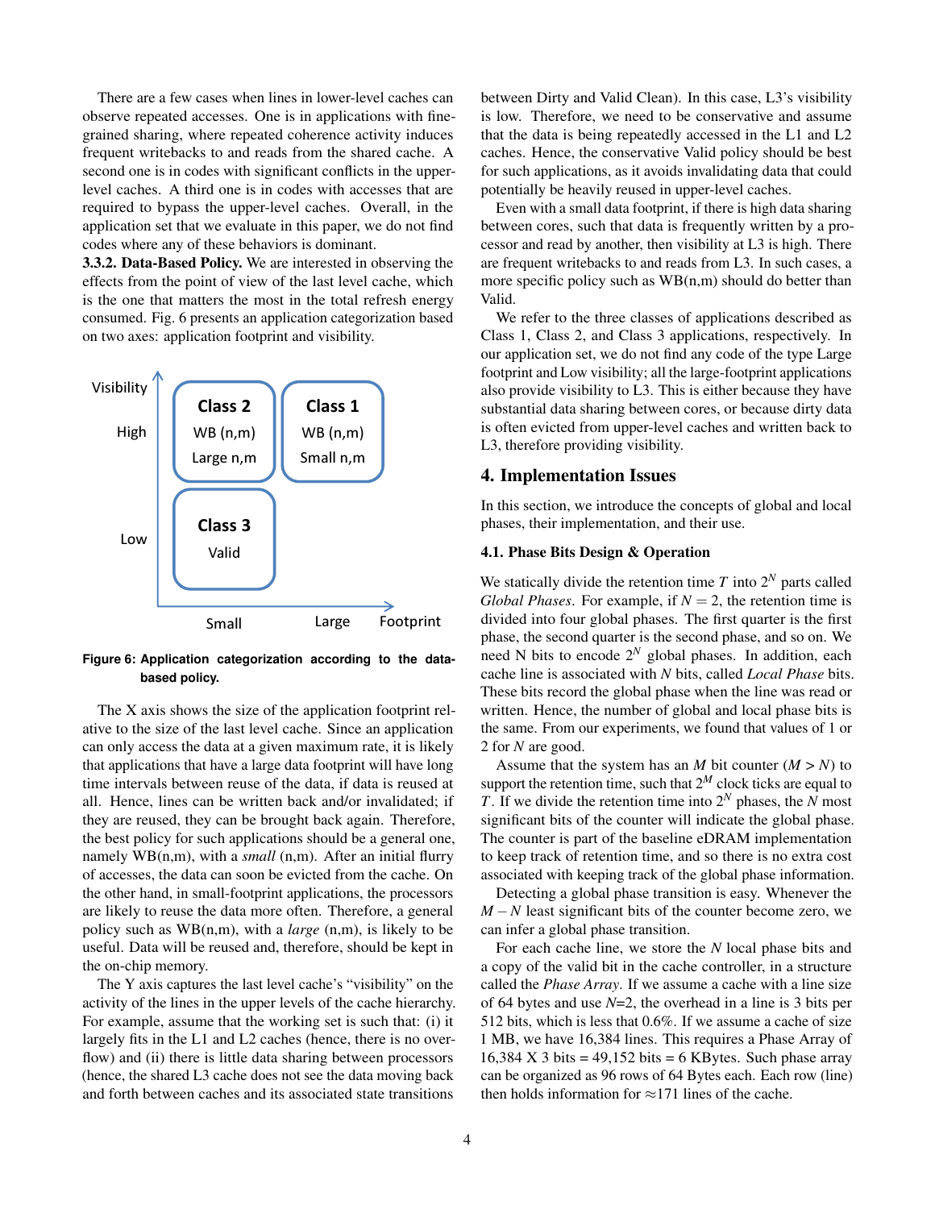There are a few cases when lines in lower-level caches can observe repeated accesses. One is in applications with fine-grained sharing, where repeated coherence activity induces frequent writebacks to and reads from the shared cache. A second one is in codes with significant conflicts in the upper-level caches. A third one is in codes with accesses that are required to bypass the upper-level caches. Overall, in the application set that we evaluate in this paper, we do not find codes where any of these behaviors is dominant.

**3.3.2. Data-Based Policy.** We are interested in observing the effects from the point of view of the last level cache, which is the one that matters the most in the total refresh energy consumed. Fig. 6 presents an application categorization based on two axes: application footprint and visibility.

Visibility
High
Low
Class 2
WB (n,m)
Large n,m
Class 1
WB (n,m)
Small n,m
Class 3
Valid
Small
Large
Footprint

**Figure 6: Application categorization according to the data-based policy.**

The X axis shows the size of the application footprint relative to the size of the last level cache. Since an application can only access the data at a given maximum rate, it is likely that applications that have a large data footprint will have long time intervals between reuse of the data, if data is reused at all. Hence, lines can be written back and/or invalidated; if they are reused, they can be brought back again. Therefore, the best policy for such applications should be a general one, namely WB(n,m), with a *small* (n,m). After an initial flurry of accesses, the data can soon be evicted from the cache. On the other hand, in small-footprint applications, the processors are likely to reuse the data more often. Therefore, a general policy such as WB(n,m), with a *large* (n,m), is likely to be useful. Data will be reused and, therefore, should be kept in the on-chip memory.

The Y axis captures the last level cache's "visibility" on the activity of the lines in the upper levels of the cache hierarchy. For example, assume that the working set is such that: (i) it largely fits in the L1 and L2 caches (hence, there is no overflow) and (ii) there is little data sharing between processors (hence, the shared L3 cache does not see the data moving back and forth between caches and its associated state transitions between Dirty and Valid Clean). In this case, L3's visibility is low. Therefore, we need to be conservative and assume that the data is being repeatedly accessed in the L1 and L2 caches. Hence, the conservative Valid policy should be best for such applications, as it avoids invalidating data that could potentially be heavily reused in upper-level caches.

Even with a small data footprint, if there is high data sharing between cores, such that data is frequently written by a processor and read by another, then visibility at L3 is high. There are frequent writebacks to and reads from L3. In such cases, a more specific policy such as WB(n,m) should do better than Valid.

We refer to the three classes of applications described as Class 1, Class 2, and Class 3 applications, respectively. In our application set, we do not find any code of the type Large footprint and Low visibility; all the large-footprint applications also provide visibility to L3. This is either because they have substantial data sharing between cores, or because dirty data is often evicted from upper-level caches and written back to L3, therefore providing visibility.

## 4. Implementation Issues

In this section, we introduce the concepts of global and local phases, their implementation, and their use.

### 4.1. Phase Bits Design & Operation

We statically divide the retention time $T$ into $2^N$ parts called *Global Phases*. For example, if $N = 2$, the retention time is divided into four global phases. The first quarter is the first phase, the second quarter is the second phase, and so on. We need N bits to encode $2^N$ global phases. In addition, each cache line is associated with $N$ bits, called *Local Phase* bits. These bits record the global phase when the line was read or written. Hence, the number of global and local phase bits is the same. From our experiments, we found that values of 1 or 2 for $N$ are good.

Assume that the system has an $M$ bit counter ($M > N$) to support the retention time, such that $2^M$ clock ticks are equal to $T$. If we divide the retention time into $2^N$ phases, the $N$ most significant bits of the counter will indicate the global phase. The counter is part of the baseline eDRAM implementation to keep track of retention time, and so there is no extra cost associated with keeping track of the global phase information.

Detecting a global phase transition is easy. Whenever the $M - N$ least significant bits of the counter become zero, we can infer a global phase transition.

For each cache line, we store the $N$ local phase bits and a copy of the valid bit in the cache controller, in a structure called the *Phase Array*. If we assume a cache with a line size of 64 bytes and use $N$=2, the overhead in a line is 3 bits per 512 bits, which is less that 0.6%. If we assume a cache of size 1 MB, we have 16,384 lines. This requires a Phase Array of 16,384 X 3 bits = 49,152 bits = 6 KBytes. Such phase array can be organized as 96 rows of 64 Bytes each. Each row (line) then holds information for ≈171 lines of the cache.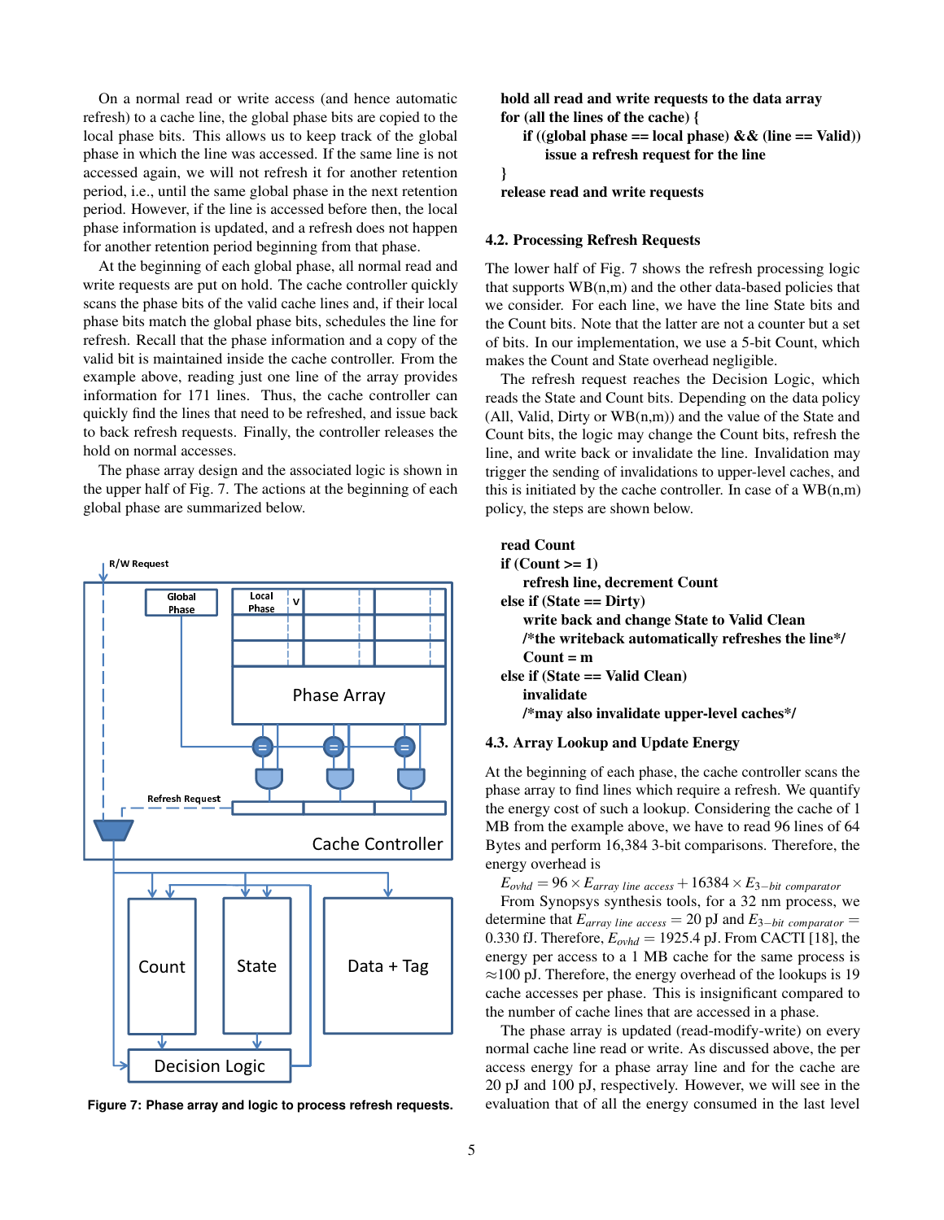On a normal read or write access (and hence automatic refresh) to a cache line, the global phase bits are copied to the local phase bits. This allows us to keep track of the global phase in which the line was accessed. If the same line is not accessed again, we will not refresh it for another retention period, i.e., until the same global phase in the next retention period. However, if the line is accessed before then, the local phase information is updated, and a refresh does not happen for another retention period beginning from that phase.

At the beginning of each global phase, all normal read and write requests are put on hold. The cache controller quickly scans the phase bits of the valid cache lines and, if their local phase bits match the global phase bits, schedules the line for refresh. Recall that the phase information and a copy of the valid bit is maintained inside the cache controller. From the example above, reading just one line of the array provides information for 171 lines. Thus, the cache controller can quickly find the lines that need to be refreshed, and issue back to back refresh requests. Finally, the controller releases the hold on normal accesses.

The phase array design and the associated logic is shown in the upper half of Fig. 7. The actions at the beginning of each global phase are summarized below.

R/W Request
Global Phase
Local Phase
V
Phase Array
Refresh Request
Cache Controller
Count
State
Data + Tag
Decision Logic

**Figure 7: Phase array and logic to process refresh requests.**

```
hold all read and write requests to the data array
for (all the lines of the cache) {
    if ((global phase == local phase) && (line == Valid))
        issue a refresh request for the line
}
release read and write requests
```

### 4.2. Processing Refresh Requests

The lower half of Fig. 7 shows the refresh processing logic that supports WB(n,m) and the other data-based policies that we consider. For each line, we have the line State bits and the Count bits. Note that the latter are not a counter but a set of bits. In our implementation, we use a 5-bit Count, which makes the Count and State overhead negligible.

The refresh request reaches the Decision Logic, which reads the State and Count bits. Depending on the data policy (All, Valid, Dirty or WB(n,m)) and the value of the State and Count bits, the logic may change the Count bits, refresh the line, and write back or invalidate the line. Invalidation may trigger the sending of invalidations to upper-level caches, and this is initiated by the cache controller. In case of a WB(n,m) policy, the steps are shown below.

```
read Count
if (Count >= 1)
    refresh line, decrement Count
else if (State == Dirty)
    write back and change State to Valid Clean
    /*the writeback automatically refreshes the line*/
    Count = m
else if (State == Valid Clean)
    invalidate
    /*may also invalidate upper-level caches*/
```

### 4.3. Array Lookup and Update Energy

At the beginning of each phase, the cache controller scans the phase array to find lines which require a refresh. We quantify the energy cost of such a lookup. Considering the cache of 1 MB from the example above, we have to read 96 lines of 64 Bytes and perform 16,384 3-bit comparisons. Therefore, the energy overhead is

$$E_{ovhd} = 96 \times E_{array\ line\ access} + 16384 \times E_{3-bit\ comparator}$$

From Synopsys synthesis tools, for a 32 nm process, we determine that $E_{array\ line\ access} = 20$ pJ and $E_{3-bit\ comparator} = 0.330$ fJ. Therefore, $E_{ovhd} = 1925.4$ pJ. From CACTI [18], the energy per access to a 1 MB cache for the same process is $\approx$100 pJ. Therefore, the energy overhead of the lookups is 19 cache accesses per phase. This is insignificant compared to the number of cache lines that are accessed in a phase.

The phase array is updated (read-modify-write) on every normal cache line read or write. As discussed above, the per access energy for a phase array line and for the cache are 20 pJ and 100 pJ, respectively. However, we will see in the evaluation that of all the energy consumed in the last level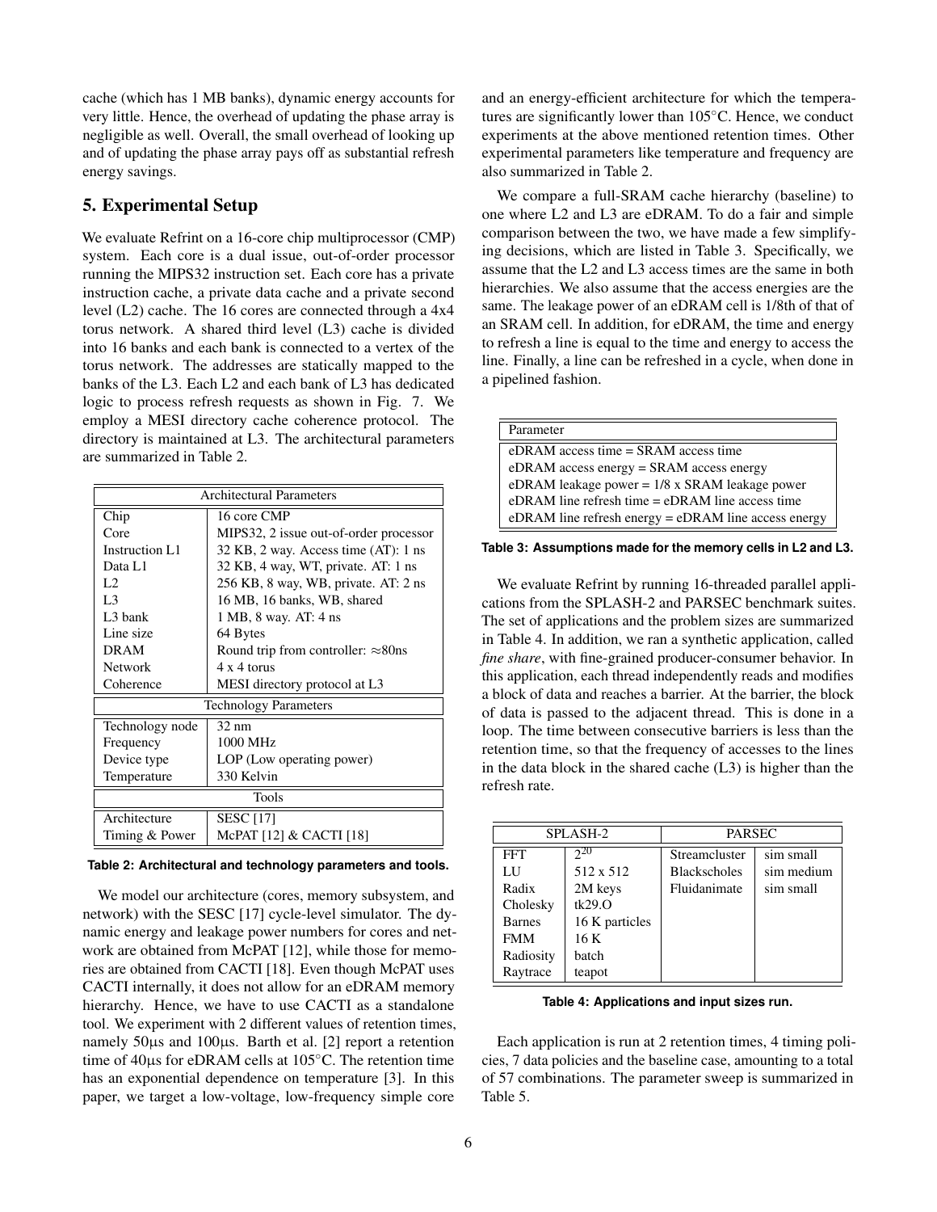cache (which has 1 MB banks), dynamic energy accounts for very little. Hence, the overhead of updating the phase array is negligible as well. Overall, the small overhead of looking up and of updating the phase array pays off as substantial refresh energy savings.

## 5. Experimental Setup

We evaluate Refrint on a 16-core chip multiprocessor (CMP) system. Each core is a dual issue, out-of-order processor running the MIPS32 instruction set. Each core has a private instruction cache, a private data cache and a private second level (L2) cache. The 16 cores are connected through a 4x4 torus network. A shared third level (L3) cache is divided into 16 banks and each bank is connected to a vertex of the torus network. The addresses are statically mapped to the banks of the L3. Each L2 and each bank of L3 has dedicated logic to process refresh requests as shown in Fig. 7. We employ a MESI directory cache coherence protocol. The directory is maintained at L3. The architectural parameters are summarized in Table 2.

| Architectural Parameters | |
|---|---|
| Chip | 16 core CMP |
| Core | MIPS32, 2 issue out-of-order processor |
| Instruction L1 | 32 KB, 2 way. Access time (AT): 1 ns |
| Data L1 | 32 KB, 4 way, WT, private. AT: 1 ns |
| L2 | 256 KB, 8 way, WB, private. AT: 2 ns |
| L3 | 16 MB, 16 banks, WB, shared |
| L3 bank | 1 MB, 8 way. AT: 4 ns |
| Line size | 64 Bytes |
| DRAM | Round trip from controller: ≈80ns |
| Network | 4 x 4 torus |
| Coherence | MESI directory protocol at L3 |
| **Technology Parameters** | |
| Technology node | 32 nm |
| Frequency | 1000 MHz |
| Device type | LOP (Low operating power) |
| Temperature | 330 Kelvin |
| **Tools** | |
| Architecture | SESC [17] |
| Timing & Power | McPAT [12] & CACTI [18] |

**Table 2: Architectural and technology parameters and tools.**

We model our architecture (cores, memory subsystem, and network) with the SESC [17] cycle-level simulator. The dynamic energy and leakage power numbers for cores and network are obtained from McPAT [12], while those for memories are obtained from CACTI [18]. Even though McPAT uses CACTI internally, it does not allow for an eDRAM memory hierarchy. Hence, we have to use CACTI as a standalone tool. We experiment with 2 different values of retention times, namely 50μs and 100μs. Barth et al. [2] report a retention time of 40μs for eDRAM cells at 105°C. The retention time has an exponential dependence on temperature [3]. In this paper, we target a low-voltage, low-frequency simple core and an energy-efficient architecture for which the temperatures are significantly lower than 105°C. Hence, we conduct experiments at the above mentioned retention times. Other experimental parameters like temperature and frequency are also summarized in Table 2.

We compare a full-SRAM cache hierarchy (baseline) to one where L2 and L3 are eDRAM. To do a fair and simple comparison between the two, we have made a few simplifying decisions, which are listed in Table 3. Specifically, we assume that the L2 and L3 access times are the same in both hierarchies. We also assume that the access energies are the same. The leakage power of an eDRAM cell is 1/8th of that of an SRAM cell. In addition, for eDRAM, the time and energy to refresh a line is equal to the time and energy to access the line. Finally, a line can be refreshed in a cycle, when done in a pipelined fashion.

| Parameter |
|---|
| eDRAM access time = SRAM access time |
| eDRAM access energy = SRAM access energy |
| eDRAM leakage power = 1/8 x SRAM leakage power |
| eDRAM line refresh time = eDRAM line access time |
| eDRAM line refresh energy = eDRAM line access energy |

**Table 3: Assumptions made for the memory cells in L2 and L3.**

We evaluate Refrint by running 16-threaded parallel applications from the SPLASH-2 and PARSEC benchmark suites. The set of applications and the problem sizes are summarized in Table 4. In addition, we ran a synthetic application, called *fine share*, with fine-grained producer-consumer behavior. In this application, each thread independently reads and modifies a block of data and reaches a barrier. At the barrier, the block of data is passed to the adjacent thread. This is done in a loop. The time between consecutive barriers is less than the retention time, so that the frequency of accesses to the lines in the data block in the shared cache (L3) is higher than the refresh rate.

| SPLASH-2 | | PARSEC | |
|---|---|---|---|
| FFT | $2^{20}$ | Streamcluster | sim small |
| LU | 512 x 512 | Blackscholes | sim medium |
| Radix | 2M keys | Fluidanimate | sim small |
| Cholesky | tk29.O | | |
| Barnes | 16 K particles | | |
| FMM | 16 K | | |
| Radiosity | batch | | |
| Raytrace | teapot | | |

**Table 4: Applications and input sizes run.**

Each application is run at 2 retention times, 4 timing policies, 7 data policies and the baseline case, amounting to a total of 57 combinations. The parameter sweep is summarized in Table 5.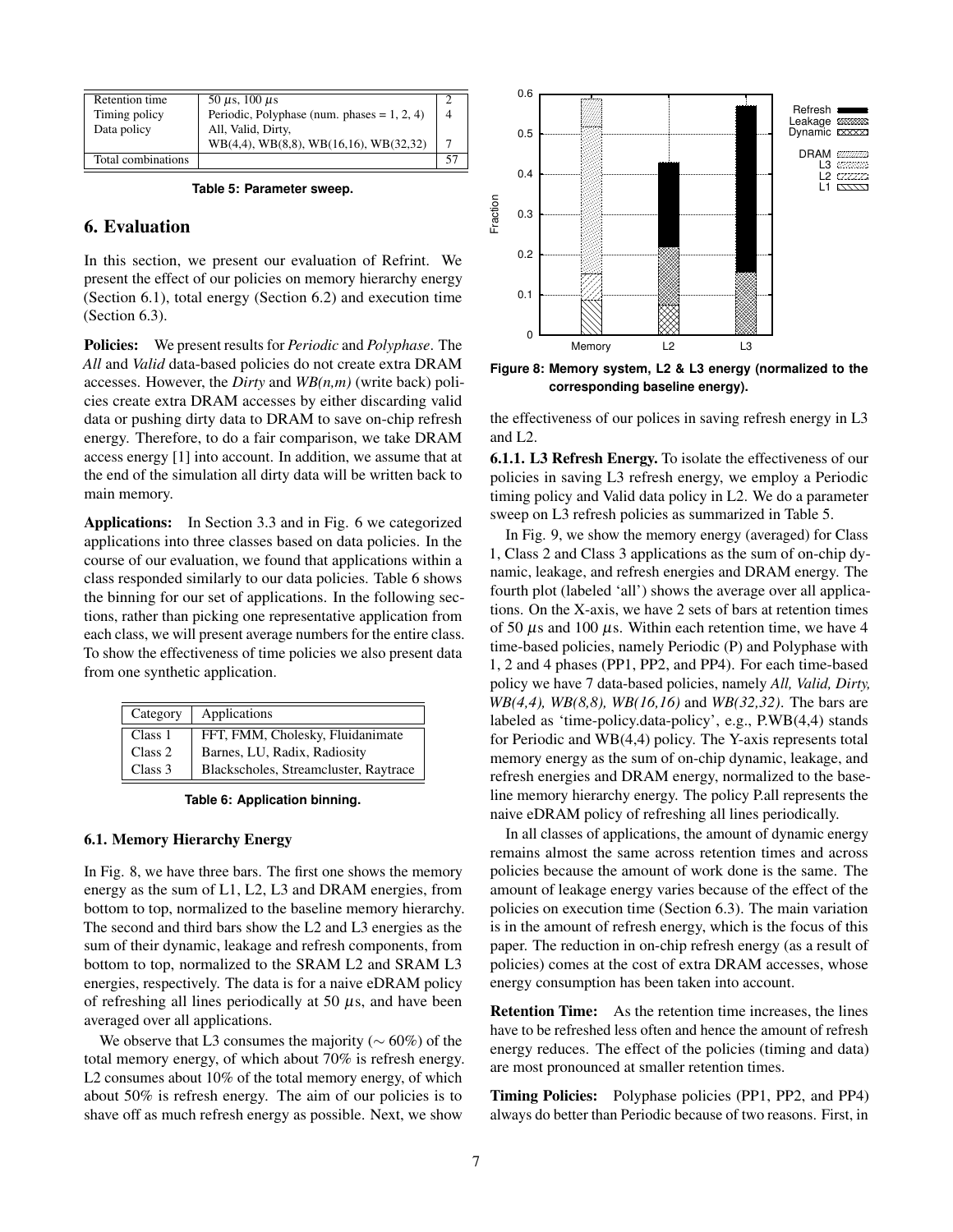| | | |
|---|---|---|
| Retention time | 50 $\mu$s, 100 $\mu$s | 2 |
| Timing policy | Periodic, Polyphase (num. phases = 1, 2, 4) | 4 |
| Data policy | All, Valid, Dirty, WB(4,4), WB(8,8), WB(16,16), WB(32,32) | 7 |
| Total combinations | | 57 |

**Table 5: Parameter sweep.**

# 6. Evaluation

In this section, we present our evaluation of Refrint. We present the effect of our policies on memory hierarchy energy (Section 6.1), total energy (Section 6.2) and execution time (Section 6.3).

**Policies:** We present results for *Periodic* and *Polyphase*. The *All* and *Valid* data-based policies do not create extra DRAM accesses. However, the *Dirty* and *WB(n,m)* (write back) policies create extra DRAM accesses by either discarding valid data or pushing dirty data to DRAM to save on-chip refresh energy. Therefore, to do a fair comparison, we take DRAM access energy [1] into account. In addition, we assume that at the end of the simulation all dirty data will be written back to main memory.

**Applications:** In Section 3.3 and in Fig. 6 we categorized applications into three classes based on data policies. In the course of our evaluation, we found that applications within a class responded similarly to our data policies. Table 6 shows the binning for our set of applications. In the following sections, rather than picking one representative application from each class, we will present average numbers for the entire class. To show the effectiveness of time policies we also present data from one synthetic application.

| Category | Applications |
|---|---|
| Class 1 | FFT, FMM, Cholesky, Fluidanimate |
| Class 2 | Barnes, LU, Radix, Radiosity |
| Class 3 | Blackscholes, Streamcluster, Raytrace |

**Table 6: Application binning.**

## 6.1. Memory Hierarchy Energy

In Fig. 8, we have three bars. The first one shows the memory energy as the sum of L1, L2, L3 and DRAM energies, from bottom to top, normalized to the baseline memory hierarchy. The second and third bars show the L2 and L3 energies as the sum of their dynamic, leakage and refresh components, from bottom to top, normalized to the SRAM L2 and SRAM L3 energies, respectively. The data is for a naive eDRAM policy of refreshing all lines periodically at 50 $\mu$s, and have been averaged over all applications.

We observe that L3 consumes the majority ($\sim$ 60%) of the total memory energy, of which about 70% is refresh energy. L2 consumes about 10% of the total memory energy, of which about 50% is refresh energy. The aim of our policies is to shave off as much refresh energy as possible. Next, we show

0.6
0.5
0.4
0.3
0.2
0.1
0
Fraction
Memory
L2
L3
Refresh
Leakage
Dynamic
DRAM
L3
L2
L1

**Figure 8: Memory system, L2 & L3 energy (normalized to the corresponding baseline energy).**

the effectiveness of our polices in saving refresh energy in L3 and L2.

**6.1.1. L3 Refresh Energy.** To isolate the effectiveness of our policies in saving L3 refresh energy, we employ a Periodic timing policy and Valid data policy in L2. We do a parameter sweep on L3 refresh policies as summarized in Table 5.

In Fig. 9, we show the memory energy (averaged) for Class 1, Class 2 and Class 3 applications as the sum of on-chip dynamic, leakage, and refresh energies and DRAM energy. The fourth plot (labeled 'all') shows the average over all applications. On the X-axis, we have 2 sets of bars at retention times of 50 $\mu$s and 100 $\mu$s. Within each retention time, we have 4 time-based policies, namely Periodic (P) and Polyphase with 1, 2 and 4 phases (PP1, PP2, and PP4). For each time-based policy we have 7 data-based policies, namely *All, Valid, Dirty, WB(4,4), WB(8,8), WB(16,16)* and *WB(32,32)*. The bars are labeled as 'time-policy.data-policy', e.g., P.WB(4,4) stands for Periodic and WB(4,4) policy. The Y-axis represents total memory energy as the sum of on-chip dynamic, leakage, and refresh energies and DRAM energy, normalized to the baseline memory hierarchy energy. The policy P.all represents the naive eDRAM policy of refreshing all lines periodically.

In all classes of applications, the amount of dynamic energy remains almost the same across retention times and across policies because the amount of work done is the same. The amount of leakage energy varies because of the effect of the policies on execution time (Section 6.3). The main variation is in the amount of refresh energy, which is the focus of this paper. The reduction in on-chip refresh energy (as a result of policies) comes at the cost of extra DRAM accesses, whose energy consumption has been taken into account.

**Retention Time:** As the retention time increases, the lines have to be refreshed less often and hence the amount of refresh energy reduces. The effect of the policies (timing and data) are most pronounced at smaller retention times.

**Timing Policies:** Polyphase policies (PP1, PP2, and PP4) always do better than Periodic because of two reasons. First, in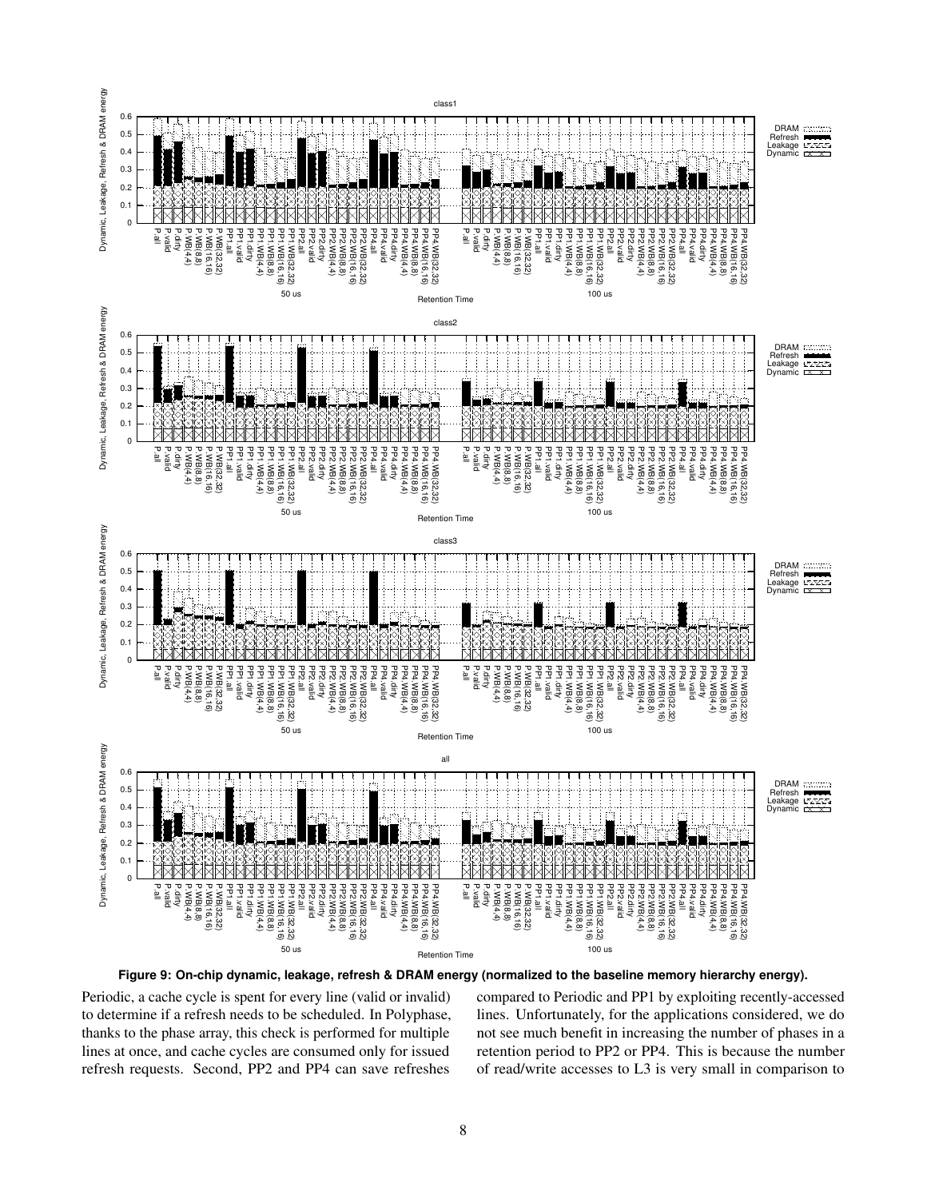class1

Dynamic, Leakage, Refresh & DRAM energy

0.6
0.5
0.4
0.3
0.2
0.1
0

DRAM
Refresh
Leakage
Dynamic

P.all P.valid P.dirty P.WB(4,4) P.WB(8,8) P.WB(16,16) P.WB(32,32) PP1.all PP1.valid PP1.dirty PP1.WB(4,4) PP1.WB(8,8) PP1.WB(16,16) PP1.WB(32,32) PP2.all PP2.valid PP2.dirty PP2.WB(4,4) PP2.WB(8,8) PP2.WB(16,16) PP2.WB(32,32) PP4.all PP4.valid PP4.dirty PP4.WB(4,4) PP4.WB(8,8) PP4.WB(16,16) PP4.WB(32,32)

50 us 100 us

Retention Time

class2

Dynamic, Leakage, Refresh & DRAM energy

0.6
0.5
0.4
0.3
0.2
0.1
0

DRAM
Refresh
Leakage
Dynamic

50 us 100 us

Retention Time

class3

Dynamic, Leakage, Refresh & DRAM energy

0.6
0.5
0.4
0.3
0.2
0.1
0

DRAM
Refresh
Leakage
Dynamic

50 us 100 us

Retention Time

all

Dynamic, Leakage, Refresh & DRAM energy

0.6
0.5
0.4
0.3
0.2
0.1
0

DRAM
Refresh
Leakage
Dynamic

50 us 100 us

Retention Time

**Figure 9: On-chip dynamic, leakage, refresh & DRAM energy (normalized to the baseline memory hierarchy energy).**

Periodic, a cache cycle is spent for every line (valid or invalid) to determine if a refresh needs to be scheduled. In Polyphase, thanks to the phase array, this check is performed for multiple lines at once, and cache cycles are consumed only for issued refresh requests. Second, PP2 and PP4 can save refreshes compared to Periodic and PP1 by exploiting recently-accessed lines. Unfortunately, for the applications considered, we do not see much benefit in increasing the number of phases in a retention period to PP2 or PP4. This is because the number of read/write accesses to L3 is very small in comparison to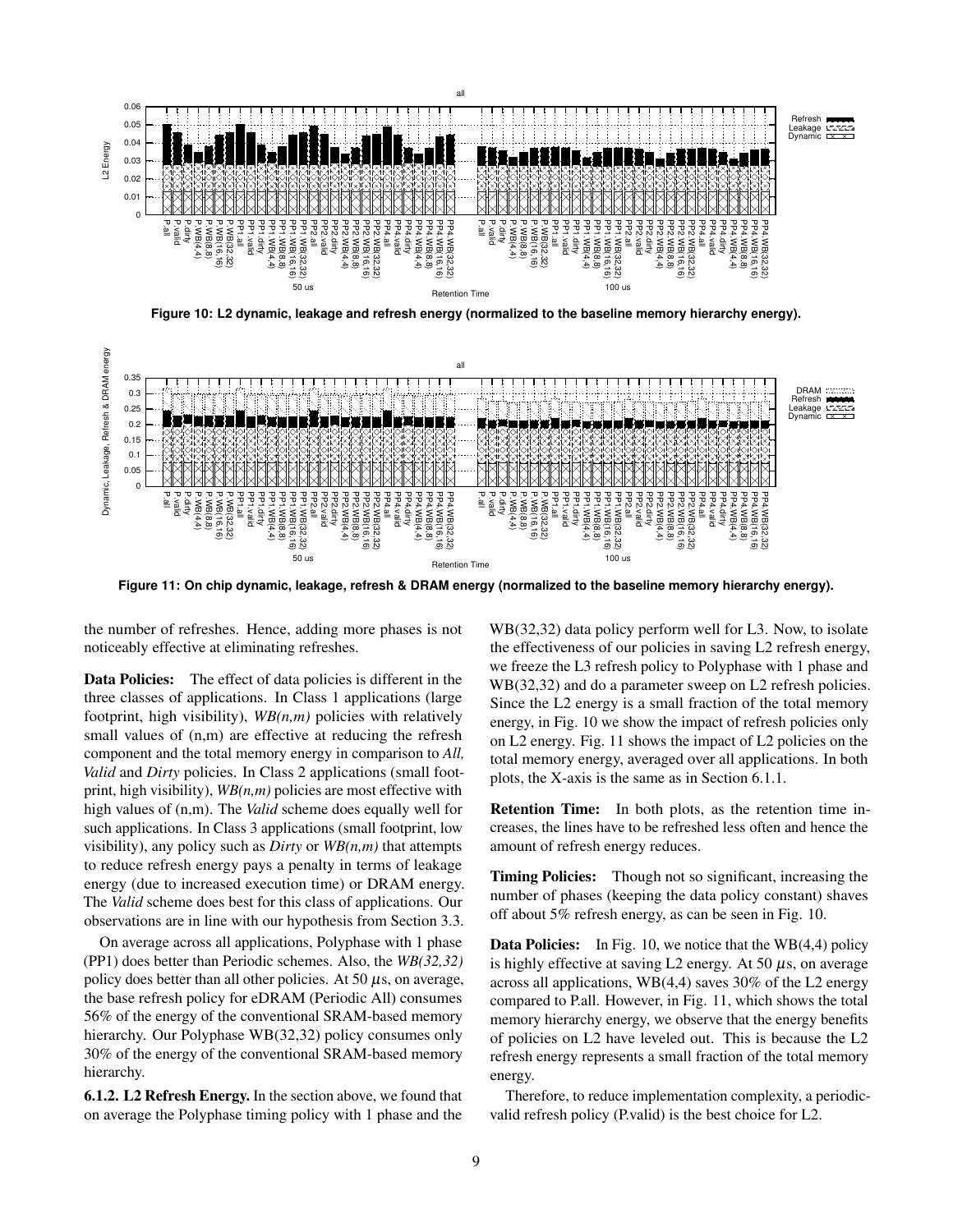all

0.06
0.05
0.04
0.03
0.02
0.01
0

L2 Energy

Refresh
Leakage
Dynamic

P.all P.valid P.dirty P.WB(4,4) P.WB(8,8) P.WB(16,16) P.WB(32,32) PP1.all PP1.valid PP1.dirty PP1.WB(4,4) PP1.WB(8,8) PP1.WB(16,16) PP1.WB(32,32) PP2.all PP2.valid PP2.dirty PP2.WB(4,4) PP2.WB(8,8) PP2.WB(16,16) PP2.WB(32,32) PP4.all PP4.valid PP4.dirty PP4.WB(4,4) PP4.WB(8,8) PP4.WB(16,16) PP4.WB(32,32)

50 us

P.all P.valid P.dirty P.WB(4,4) P.WB(8,8) P.WB(16,16) P.WB(32,32) PP1.all PP1.valid PP1.dirty PP1.WB(4,4) PP1.WB(8,8) PP1.WB(16,16) PP1.WB(32,32) PP2.all PP2.valid PP2.dirty PP2.WB(4,4) PP2.WB(8,8) PP2.WB(16,16) PP2.WB(32,32) PP4.all PP4.valid PP4.dirty PP4.WB(4,4) PP4.WB(8,8) PP4.WB(16,16) PP4.WB(32,32)

100 us

Retention Time

**Figure 10: L2 dynamic, leakage and refresh energy (normalized to the baseline memory hierarchy energy).**

all

0.35
0.3
0.25
0.2
0.15
0.1
0.05
0

Dynamic, Leakage, Refresh & DRAM energy

DRAM
Refresh
Leakage
Dynamic

P.all P.valid P.dirty P.WB(4,4) P.WB(8,8) P.WB(16,16) P.WB(32,32) PP1.all PP1.valid PP1.dirty PP1.WB(4,4) PP1.WB(8,8) PP1.WB(16,16) PP1.WB(32,32) PP2.all PP2.valid PP2.dirty PP2.WB(4,4) PP2.WB(8,8) PP2.WB(16,16) PP2.WB(32,32) PP4.all PP4.valid PP4.dirty PP4.WB(4,4) PP4.WB(8,8) PP4.WB(16,16) PP4.WB(32,32)

50 us

P.all P.valid P.dirty P.WB(4,4) P.WB(8,8) P.WB(16,16) P.WB(32,32) PP1.all PP1.valid PP1.dirty PP1.WB(4,4) PP1.WB(8,8) PP1.WB(16,16) PP1.WB(32,32) PP2.all PP2.valid PP2.dirty PP2.WB(4,4) PP2.WB(8,8) PP2.WB(16,16) PP2.WB(32,32) PP4.all PP4.valid PP4.dirty PP4.WB(4,4) PP4.WB(8,8) PP4.WB(16,16) PP4.WB(32,32)

100 us

Retention Time

**Figure 11: On chip dynamic, leakage, refresh & DRAM energy (normalized to the baseline memory hierarchy energy).**

the number of refreshes. Hence, adding more phases is not noticeably effective at eliminating refreshes.

**Data Policies:** The effect of data policies is different in the three classes of applications. In Class 1 applications (large footprint, high visibility), *WB(n,m)* policies with relatively small values of (n,m) are effective at reducing the refresh component and the total memory energy in comparison to *All, Valid* and *Dirty* policies. In Class 2 applications (small footprint, high visibility), *WB(n,m)* policies are most effective with high values of (n,m). The *Valid* scheme does equally well for such applications. In Class 3 applications (small footprint, low visibility), any policy such as *Dirty* or *WB(n,m)* that attempts to reduce refresh energy pays a penalty in terms of leakage energy (due to increased execution time) or DRAM energy. The *Valid* scheme does best for this class of applications. Our observations are in line with our hypothesis from Section 3.3.

On average across all applications, Polyphase with 1 phase (PP1) does better than Periodic schemes. Also, the *WB(32,32)* policy does better than all other policies. At 50 $\mu$s, on average, the base refresh policy for eDRAM (Periodic All) consumes 56% of the energy of the conventional SRAM-based memory hierarchy. Our Polyphase WB(32,32) policy consumes only 30% of the energy of the conventional SRAM-based memory hierarchy.

**6.1.2. L2 Refresh Energy.** In the section above, we found that on average the Polyphase timing policy with 1 phase and the WB(32,32) data policy perform well for L3. Now, to isolate the effectiveness of our policies in saving L2 refresh energy, we freeze the L3 refresh policy to Polyphase with 1 phase and WB(32,32) and do a parameter sweep on L2 refresh policies. Since the L2 energy is a small fraction of the total memory energy, in Fig. 10 we show the impact of refresh policies only on L2 energy. Fig. 11 shows the impact of L2 policies on the total memory energy, averaged over all applications. In both plots, the X-axis is the same as in Section 6.1.1.

**Retention Time:** In both plots, as the retention time increases, the lines have to be refreshed less often and hence the amount of refresh energy reduces.

**Timing Policies:** Though not so significant, increasing the number of phases (keeping the data policy constant) shaves off about 5% refresh energy, as can be seen in Fig. 10.

**Data Policies:** In Fig. 10, we notice that the WB(4,4) policy is highly effective at saving L2 energy. At 50 $\mu$s, on average across all applications, WB(4,4) saves 30% of the L2 energy compared to P.all. However, in Fig. 11, which shows the total memory hierarchy energy, we observe that the energy benefits of policies on L2 have leveled out. This is because the L2 refresh energy represents a small fraction of the total memory energy.

Therefore, to reduce implementation complexity, a periodic-valid refresh policy (P.valid) is the best choice for L2.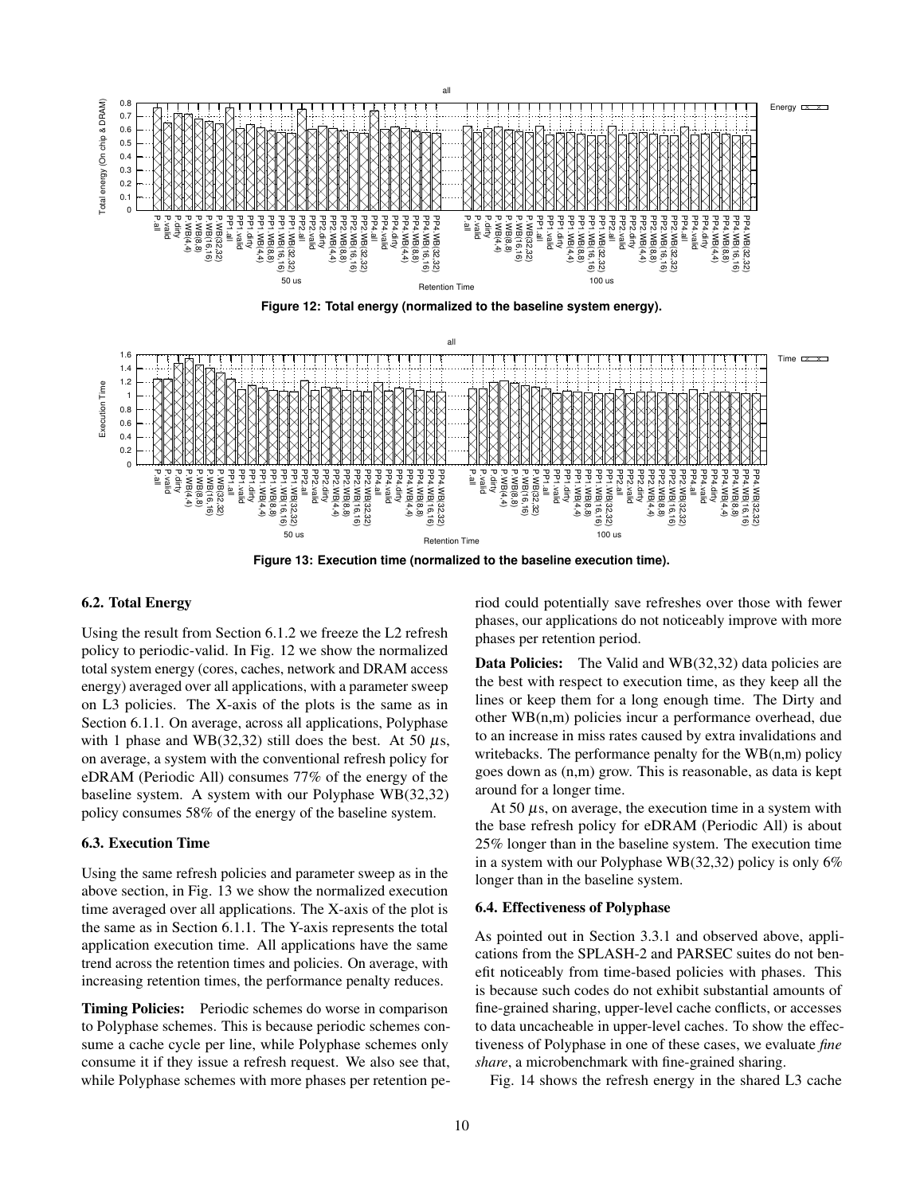all

Energy

Total energy (On chip & DRAM)

0.8
0.7
0.6
0.5
0.4
0.3
0.2
0.1
0

P.all P.valid P.dirty P.WB(4,4) P.WB(8,8) P.WB(16,16) P.WB(32,32) PP1.all PP1.valid PP1.dirty PP1.WB(4,4) PP1.WB(8,8) PP1.WB(16,16) PP1.WB(32,32) PP2.all PP2.valid PP2.dirty PP2.WB(4,4) PP2.WB(8,8) PP2.WB(16,16) PP2.WB(32,32) PP4.all PP4.valid PP4.dirty PP4.WB(4,4) PP4.WB(8,8) PP4.WB(16,16) PP4.WB(32,32)

50 us

100 us

Retention Time

**Figure 12: Total energy (normalized to the baseline system energy).**

all

Time

Execution Time

1.6
1.4
1.2
1
0.8
0.6
0.4
0.2
0

P.all P.valid P.dirty P.WB(4,4) P.WB(8,8) P.WB(16,16) P.WB(32,32) PP1.all PP1.valid PP1.dirty PP1.WB(4,4) PP1.WB(8,8) PP1.WB(16,16) PP1.WB(32,32) PP2.all PP2.valid PP2.dirty PP2.WB(4,4) PP2.WB(8,8) PP2.WB(16,16) PP2.WB(32,32) PP4.all PP4.valid PP4.dirty PP4.WB(4,4) PP4.WB(8,8) PP4.WB(16,16) PP4.WB(32,32)

50 us

100 us

Retention Time

**Figure 13: Execution time (normalized to the baseline execution time).**

### 6.2. Total Energy

Using the result from Section 6.1.2 we freeze the L2 refresh policy to periodic-valid. In Fig. 12 we show the normalized total system energy (cores, caches, network and DRAM access energy) averaged over all applications, with a parameter sweep on L3 policies. The X-axis of the plots is the same as in Section 6.1.1. On average, across all applications, Polyphase with 1 phase and WB(32,32) still does the best. At 50 $\mu$s, on average, a system with the conventional refresh policy for eDRAM (Periodic All) consumes 77% of the energy of the baseline system. A system with our Polyphase WB(32,32) policy consumes 58% of the energy of the baseline system.

### 6.3. Execution Time

Using the same refresh policies and parameter sweep as in the above section, in Fig. 13 we show the normalized execution time averaged over all applications. The X-axis of the plot is the same as in Section 6.1.1. The Y-axis represents the total application execution time. All applications have the same trend across the retention times and policies. On average, with increasing retention times, the performance penalty reduces.

**Timing Policies:** Periodic schemes do worse in comparison to Polyphase schemes. This is because periodic schemes consume a cache cycle per line, while Polyphase schemes only consume it if they issue a refresh request. We also see that, while Polyphase schemes with more phases per retention period could potentially save refreshes over those with fewer phases, our applications do not noticeably improve with more phases per retention period.

**Data Policies:** The Valid and WB(32,32) data policies are the best with respect to execution time, as they keep all the lines or keep them for a long enough time. The Dirty and other WB(n,m) policies incur a performance overhead, due to an increase in miss rates caused by extra invalidations and writebacks. The performance penalty for the WB(n,m) policy goes down as (n,m) grow. This is reasonable, as data is kept around for a longer time.

At 50 $\mu$s, on average, the execution time in a system with the base refresh policy for eDRAM (Periodic All) is about 25% longer than in the baseline system. The execution time in a system with our Polyphase WB(32,32) policy is only 6% longer than in the baseline system.

### 6.4. Effectiveness of Polyphase

As pointed out in Section 3.3.1 and observed above, applications from the SPLASH-2 and PARSEC suites do not benefit noticeably from time-based policies with phases. This is because such codes do not exhibit substantial amounts of fine-grained sharing, upper-level cache conflicts, or accesses to data uncacheable in upper-level caches. To show the effectiveness of Polyphase in one of these cases, we evaluate *fine share*, a microbenchmark with fine-grained sharing.

Fig. 14 shows the refresh energy in the shared L3 cache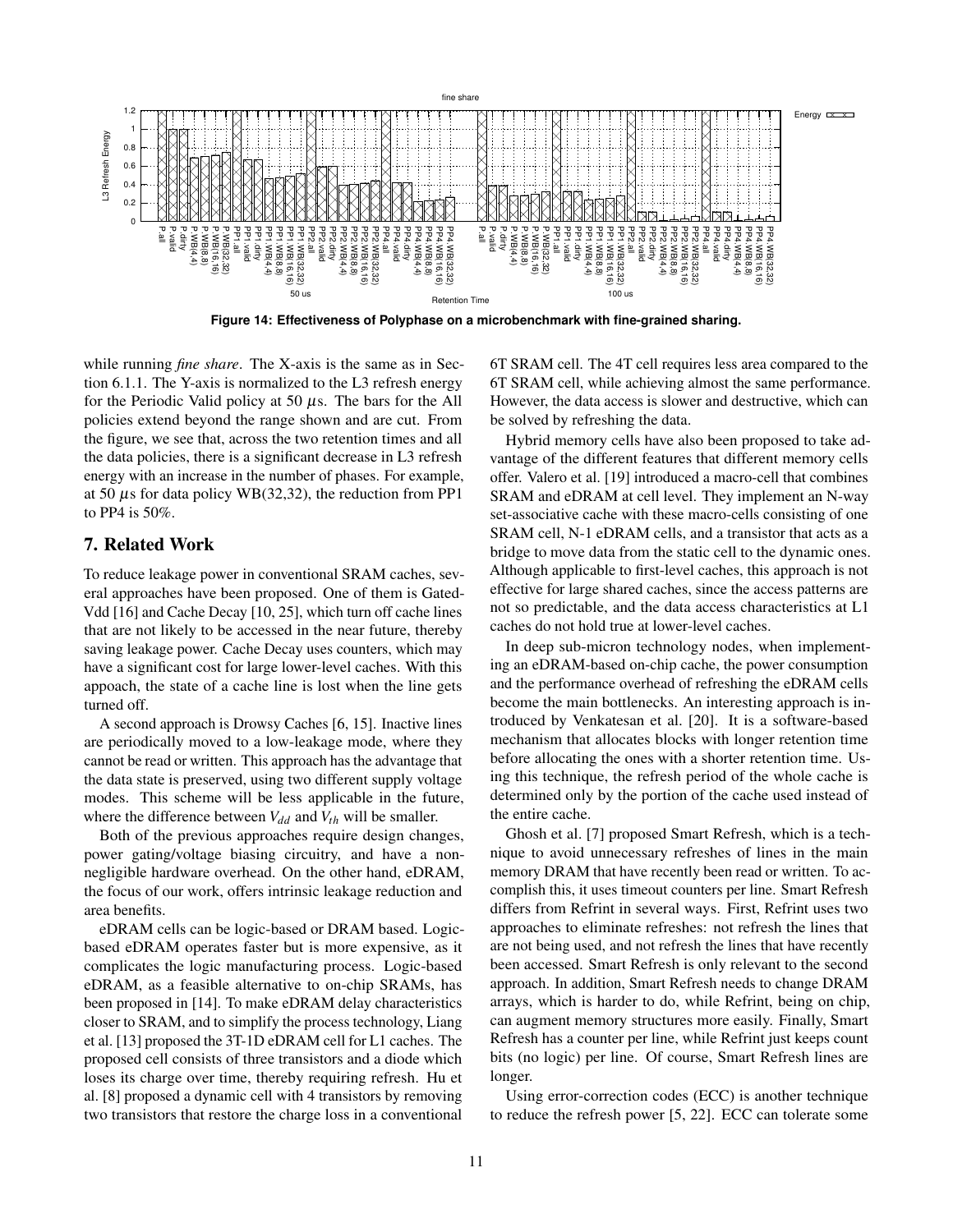fine share

L3 Refresh Energy

1.2
1
0.8
0.6
0.4
0.2
0

Energy

P.all P.valid P.dirty P.WB(4,4) P.WB(8,8) P.WB(16,16) P.WB(32,32) PP1.all PP1.valid PP1.dirty PP1.WB(4,4) PP1.WB(8,8) PP1.WB(16,16) PP1.WB(32,32) PP2.all PP2.valid PP2.dirty PP2.WB(4,4) PP2.WB(8,8) PP2.WB(16,16) PP2.WB(32,32) PP4.all PP4.valid PP4.dirty PP4.WB(4,4) PP4.WB(8,8) PP4.WB(16,16) PP4.WB(32,32)

50 us

P.all P.valid P.dirty P.WB(4,4) P.WB(8,8) P.WB(16,16) P.WB(32,32) PP1.all PP1.valid PP1.dirty PP1.WB(4,4) PP1.WB(8,8) PP1.WB(16,16) PP1.WB(32,32) PP2.all PP2.valid PP2.dirty PP2.WB(4,4) PP2.WB(8,8) PP2.WB(16,16) PP2.WB(32,32) PP4.all PP4.valid PP4.dirty PP4.WB(4,4) PP4.WB(8,8) PP4.WB(16,16) PP4.WB(32,32)

100 us

Retention Time

**Figure 14: Effectiveness of Polyphase on a microbenchmark with fine-grained sharing.**

while running *fine share*. The X-axis is the same as in Section 6.1.1. The Y-axis is normalized to the L3 refresh energy for the Periodic Valid policy at 50 $\mu$s. The bars for the All policies extend beyond the range shown and are cut. From the figure, we see that, across the two retention times and all the data policies, there is a significant decrease in L3 refresh energy with an increase in the number of phases. For example, at 50 $\mu$s for data policy WB(32,32), the reduction from PP1 to PP4 is 50%.

## 7. Related Work

To reduce leakage power in conventional SRAM caches, several approaches have been proposed. One of them is Gated-Vdd [16] and Cache Decay [10, 25], which turn off cache lines that are not likely to be accessed in the near future, thereby saving leakage power. Cache Decay uses counters, which may have a significant cost for large lower-level caches. With this appoach, the state of a cache line is lost when the line gets turned off.

A second approach is Drowsy Caches [6, 15]. Inactive lines are periodically moved to a low-leakage mode, where they cannot be read or written. This approach has the advantage that the data state is preserved, using two different supply voltage modes. This scheme will be less applicable in the future, where the difference between $V_{dd}$ and $V_{th}$ will be smaller.

Both of the previous approaches require design changes, power gating/voltage biasing circuitry, and have a non-negligible hardware overhead. On the other hand, eDRAM, the focus of our work, offers intrinsic leakage reduction and area benefits.

eDRAM cells can be logic-based or DRAM based. Logic-based eDRAM operates faster but is more expensive, as it complicates the logic manufacturing process. Logic-based eDRAM, as a feasible alternative to on-chip SRAMs, has been proposed in [14]. To make eDRAM delay characteristics closer to SRAM, and to simplify the process technology, Liang et al. [13] proposed the 3T-1D eDRAM cell for L1 caches. The proposed cell consists of three transistors and a diode which loses its charge over time, thereby requiring refresh. Hu et al. [8] proposed a dynamic cell with 4 transistors by removing two transistors that restore the charge loss in a conventional 6T SRAM cell. The 4T cell requires less area compared to the 6T SRAM cell, while achieving almost the same performance. However, the data access is slower and destructive, which can be solved by refreshing the data.

Hybrid memory cells have also been proposed to take advantage of the different features that different memory cells offer. Valero et al. [19] introduced a macro-cell that combines SRAM and eDRAM at cell level. They implement an N-way set-associative cache with these macro-cells consisting of one SRAM cell, N-1 eDRAM cells, and a transistor that acts as a bridge to move data from the static cell to the dynamic ones. Although applicable to first-level caches, this approach is not effective for large shared caches, since the access patterns are not so predictable, and the data access characteristics at L1 caches do not hold true at lower-level caches.

In deep sub-micron technology nodes, when implementing an eDRAM-based on-chip cache, the power consumption and the performance overhead of refreshing the eDRAM cells become the main bottlenecks. An interesting approach is introduced by Venkatesan et al. [20]. It is a software-based mechanism that allocates blocks with longer retention time before allocating the ones with a shorter retention time. Using this technique, the refresh period of the whole cache is determined only by the portion of the cache used instead of the entire cache.

Ghosh et al. [7] proposed Smart Refresh, which is a technique to avoid unnecessary refreshes of lines in the main memory DRAM that have recently been read or written. To accomplish this, it uses timeout counters per line. Smart Refresh differs from Refrint in several ways. First, Refrint uses two approaches to eliminate refreshes: not refresh the lines that are not being used, and not refresh the lines that have recently been accessed. Smart Refresh is only relevant to the second approach. In addition, Smart Refresh needs to change DRAM arrays, which is harder to do, while Refrint, being on chip, can augment memory structures more easily. Finally, Smart Refresh has a counter per line, while Refrint just keeps count bits (no logic) per line. Of course, Smart Refresh lines are longer.

Using error-correction codes (ECC) is another technique to reduce the refresh power [5, 22]. ECC can tolerate some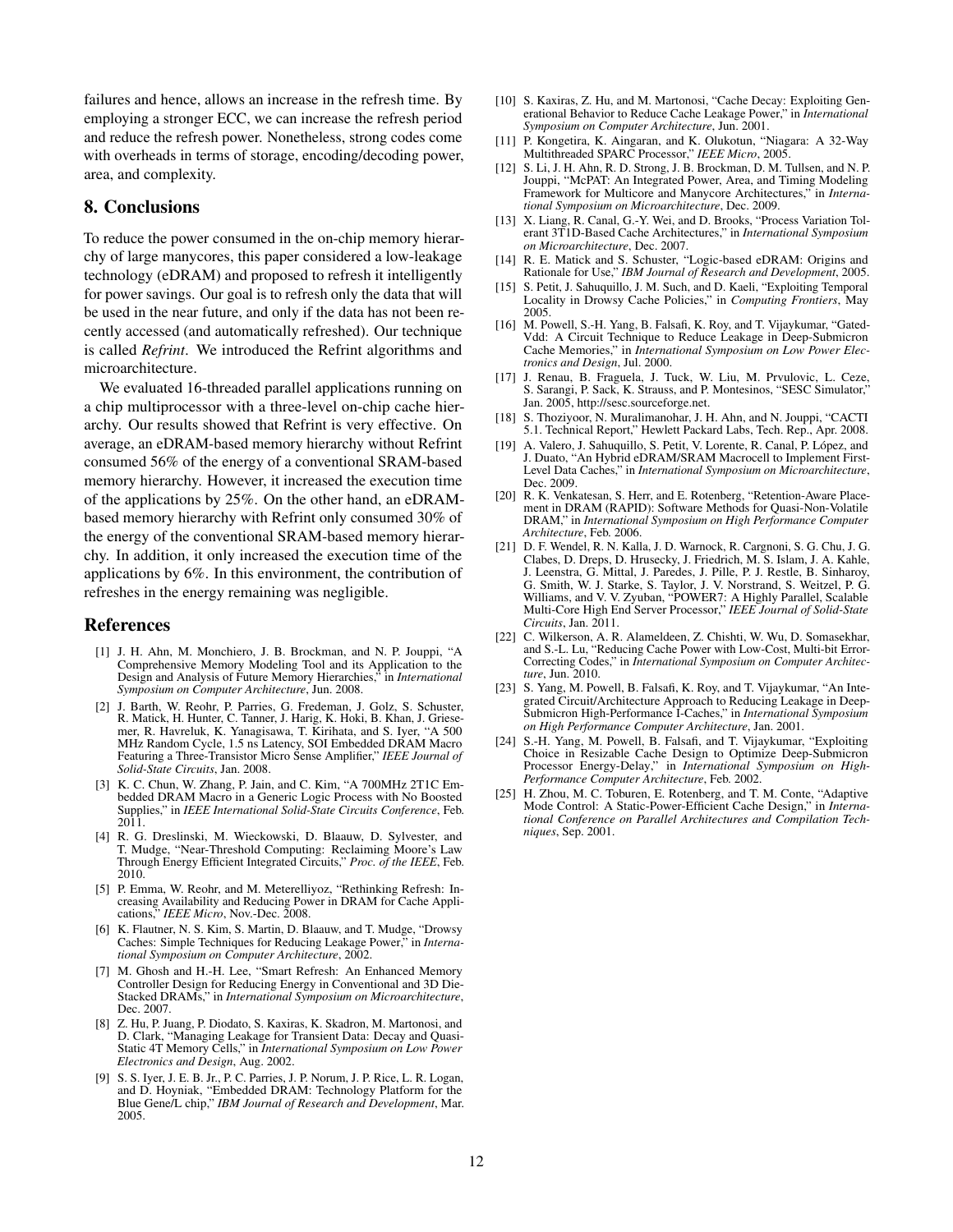failures and hence, allows an increase in the refresh time. By employing a stronger ECC, we can increase the refresh period and reduce the refresh power. Nonetheless, strong codes come with overheads in terms of storage, encoding/decoding power, area, and complexity.

## 8. Conclusions

To reduce the power consumed in the on-chip memory hierarchy of large manycores, this paper considered a low-leakage technology (eDRAM) and proposed to refresh it intelligently for power savings. Our goal is to refresh only the data that will be used in the near future, and only if the data has not been recently accessed (and automatically refreshed). Our technique is called *Refrint*. We introduced the Refrint algorithms and microarchitecture.

We evaluated 16-threaded parallel applications running on a chip multiprocessor with a three-level on-chip cache hierarchy. Our results showed that Refrint is very effective. On average, an eDRAM-based memory hierarchy without Refrint consumed 56% of the energy of a conventional SRAM-based memory hierarchy. However, it increased the execution time of the applications by 25%. On the other hand, an eDRAM-based memory hierarchy with Refrint only consumed 30% of the energy of the conventional SRAM-based memory hierarchy. In addition, it only increased the execution time of the applications by 6%. In this environment, the contribution of refreshes in the energy remaining was negligible.

## References

[1] J. H. Ahn, M. Monchiero, J. B. Brockman, and N. P. Jouppi, "A Comprehensive Memory Modeling Tool and its Application to the Design and Analysis of Future Memory Hierarchies," in *International Symposium on Computer Architecture*, Jun. 2008.

[2] J. Barth, W. Reohr, P. Parries, G. Fredeman, J. Golz, S. Schuster, R. Matick, H. Hunter, C. Tanner, J. Harig, K. Hoki, B. Khan, J. Griesemer, R. Havreluk, K. Yanagisawa, T. Kirihata, and S. Iyer, "A 500 MHz Random Cycle, 1.5 ns Latency, SOI Embedded DRAM Macro Featuring a Three-Transistor Micro Sense Amplifier," *IEEE Journal of Solid-State Circuits*, Jan. 2008.

[3] K. C. Chun, W. Zhang, P. Jain, and C. Kim, "A 700MHz 2T1C Embedded DRAM Macro in a Generic Logic Process with No Boosted Supplies," in *IEEE International Solid-State Circuits Conference*, Feb. 2011.

[4] R. G. Dreslinski, M. Wieckowski, D. Blaauw, D. Sylvester, and T. Mudge, "Near-Threshold Computing: Reclaiming Moore's Law Through Energy Efficient Integrated Circuits," *Proc. of the IEEE*, Feb. 2010.

[5] P. Emma, W. Reohr, and M. Meterelliyoz, "Rethinking Refresh: Increasing Availability and Reducing Power in DRAM for Cache Applications," *IEEE Micro*, Nov.-Dec. 2008.

[6] K. Flautner, N. S. Kim, S. Martin, D. Blaauw, and T. Mudge, "Drowsy Caches: Simple Techniques for Reducing Leakage Power," in *International Symposium on Computer Architecture*, 2002.

[7] M. Ghosh and H.-H. Lee, "Smart Refresh: An Enhanced Memory Controller Design for Reducing Energy in Conventional and 3D Die-Stacked DRAMs," in *International Symposium on Microarchitecture*, Dec. 2007.

[8] Z. Hu, P. Juang, P. Diodato, S. Kaxiras, K. Skadron, M. Martonosi, and D. Clark, "Managing Leakage for Transient Data: Decay and Quasi-Static 4T Memory Cells," in *International Symposium on Low Power Electronics and Design*, Aug. 2002.

[9] S. S. Iyer, J. E. B. Jr., P. C. Parries, J. P. Norum, J. P. Rice, L. R. Logan, and D. Hoyniak, "Embedded DRAM: Technology Platform for the Blue Gene/L chip," *IBM Journal of Research and Development*, Mar. 2005.

[10] S. Kaxiras, Z. Hu, and M. Martonosi, "Cache Decay: Exploiting Generational Behavior to Reduce Cache Leakage Power," in *International Symposium on Computer Architecture*, Jun. 2001.

[11] P. Kongetira, K. Aingaran, and K. Olukotun, "Niagara: A 32-Way Multithreaded SPARC Processor," *IEEE Micro*, 2005.

[12] S. Li, J. H. Ahn, R. D. Strong, J. B. Brockman, D. M. Tullsen, and N. P. Jouppi, "McPAT: An Integrated Power, Area, and Timing Modeling Framework for Multicore and Manycore Architectures," in *International Symposium on Microarchitecture*, Dec. 2009.

[13] X. Liang, R. Canal, G.-Y. Wei, and D. Brooks, "Process Variation Tolerant 3T1D-Based Cache Architectures," in *International Symposium on Microarchitecture*, Dec. 2007.

[14] R. E. Matick and S. Schuster, "Logic-based eDRAM: Origins and Rationale for Use," *IBM Journal of Research and Development*, 2005.

[15] S. Petit, J. Sahuquillo, J. M. Such, and D. Kaeli, "Exploiting Temporal Locality in Drowsy Cache Policies," in *Computing Frontiers*, May 2005.

[16] M. Powell, S.-H. Yang, B. Falsafi, K. Roy, and T. Vijaykumar, "Gated-Vdd: A Circuit Technique to Reduce Leakage in Deep-Submicron Cache Memories," in *International Symposium on Low Power Electronics and Design*, Jul. 2000.

[17] J. Renau, B. Fraguela, J. Tuck, W. Liu, M. Prvulovic, L. Ceze, S. Sarangi, P. Sack, K. Strauss, and P. Montesinos, "SESC Simulator," Jan. 2005, http://sesc.sourceforge.net.

[18] S. Thoziyoor, N. Muralimanohar, J. H. Ahn, and N. Jouppi, "CACTI 5.1. Technical Report," Hewlett Packard Labs, Tech. Rep., Apr. 2008.

[19] A. Valero, J. Sahuquillo, S. Petit, V. Lorente, R. Canal, P. López, and J. Duato, "An Hybrid eDRAM/SRAM Macrocell to Implement First-Level Data Caches," in *International Symposium on Microarchitecture*, Dec. 2009.

[20] R. K. Venkatesan, S. Herr, and E. Rotenberg, "Retention-Aware Placement in DRAM (RAPID): Software Methods for Quasi-Non-Volatile DRAM," in *International Symposium on High Performance Computer Architecture*, Feb. 2006.

[21] D. F. Wendel, R. N. Kalla, J. D. Warnock, R. Cargnoni, S. G. Chu, J. G. Clabes, D. Dreps, D. Hrusecky, J. Friedrich, M. S. Islam, J. A. Kahle, J. Leenstra, G. Mittal, J. Paredes, J. Pille, P. J. Restle, B. Sinharoy, G. Smith, W. J. Starke, S. Taylor, J. V. Norstrand, S. Weitzel, P. G. Williams, and V. V. Zyuban, "POWER7: A Highly Parallel, Scalable Multi-Core High End Server Processor," *IEEE Journal of Solid-State Circuits*, Jan. 2011.

[22] C. Wilkerson, A. R. Alameldeen, Z. Chishti, W. Wu, D. Somasekhar, and S.-L. Lu, "Reducing Cache Power with Low-Cost, Multi-bit Error-Correcting Codes," in *International Symposium on Computer Architecture*, Jun. 2010.

[23] S. Yang, M. Powell, B. Falsafi, K. Roy, and T. Vijaykumar, "An Integrated Circuit/Architecture Approach to Reducing Leakage in Deep-Submicron High-Performance I-Caches," in *International Symposium on High Performance Computer Architecture*, Jan. 2001.

[24] S.-H. Yang, M. Powell, B. Falsafi, and T. Vijaykumar, "Exploiting Choice in Resizable Cache Design to Optimize Deep-Submicron Processor Energy-Delay," in *International Symposium on High-Performance Computer Architecture*, Feb. 2002.

[25] H. Zhou, M. C. Toburen, E. Rotenberg, and T. M. Conte, "Adaptive Mode Control: A Static-Power-Efficient Cache Design," in *International Conference on Parallel Architectures and Compilation Techniques*, Sep. 2001.